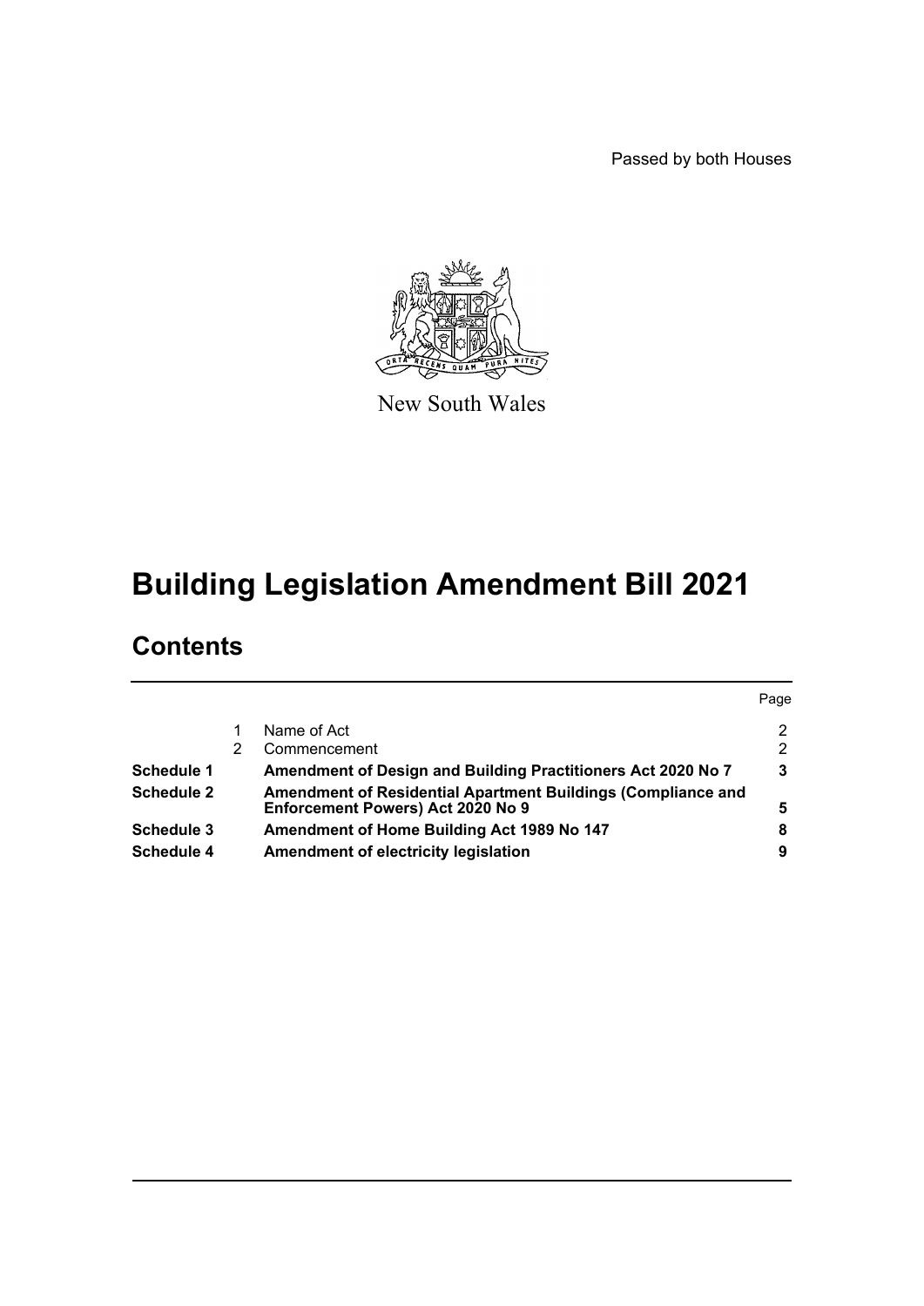Passed by both Houses

New South Wales

# Building Legislation Amendment Bill 2021

## Contents

| | | | Page |
|---|---|---|---|
| | 1 | Name of Act | 2 |
| | 2 | Commencement | 2 |
| **Schedule 1** | | **Amendment of Design and Building Practitioners Act 2020 No 7** | **3** |
| **Schedule 2** | | **Amendment of Residential Apartment Buildings (Compliance and Enforcement Powers) Act 2020 No 9** | **5** |
| **Schedule 3** | | **Amendment of Home Building Act 1989 No 147** | **8** |
| **Schedule 4** | | **Amendment of electricity legislation** | **9** |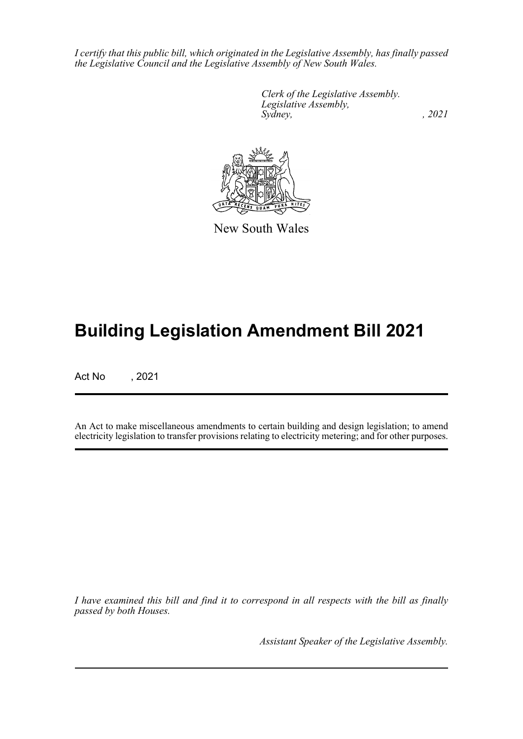*I certify that this public bill, which originated in the Legislative Assembly, has finally passed the Legislative Council and the Legislative Assembly of New South Wales.*

*Clerk of the Legislative Assembly.*
*Legislative Assembly,*
*Sydney, , 2021*

New South Wales

# Building Legislation Amendment Bill 2021

Act No , 2021

An Act to make miscellaneous amendments to certain building and design legislation; to amend electricity legislation to transfer provisions relating to electricity metering; and for other purposes.

*I have examined this bill and find it to correspond in all respects with the bill as finally passed by both Houses.*

*Assistant Speaker of the Legislative Assembly.*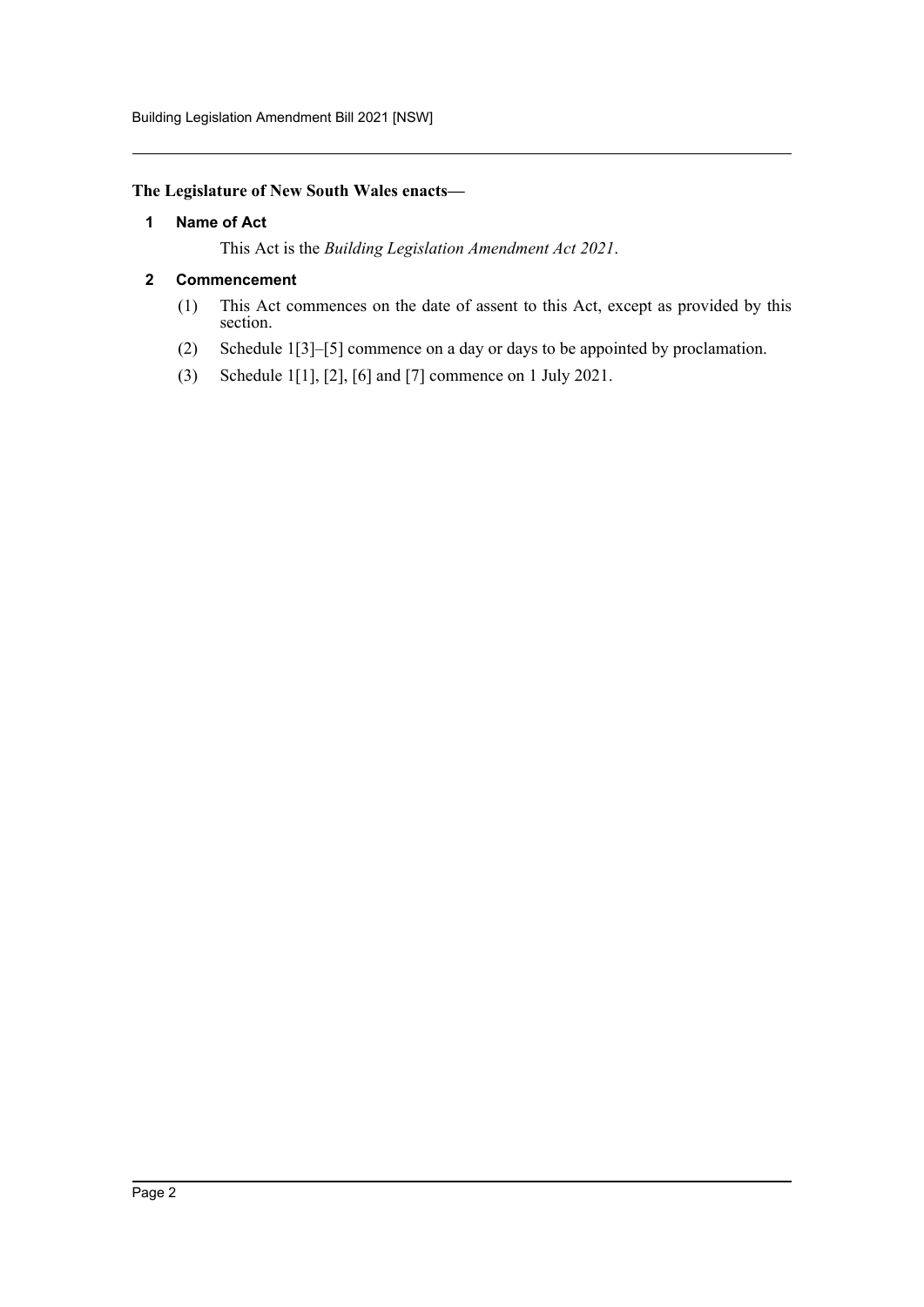**The Legislature of New South Wales enacts—**

### 1 Name of Act

This Act is the *Building Legislation Amendment Act 2021*.

### 2 Commencement

(1) This Act commences on the date of assent to this Act, except as provided by this section.

(2) Schedule 1[3]–[5] commence on a day or days to be appointed by proclamation.

(3) Schedule 1[1], [2], [6] and [7] commence on 1 July 2021.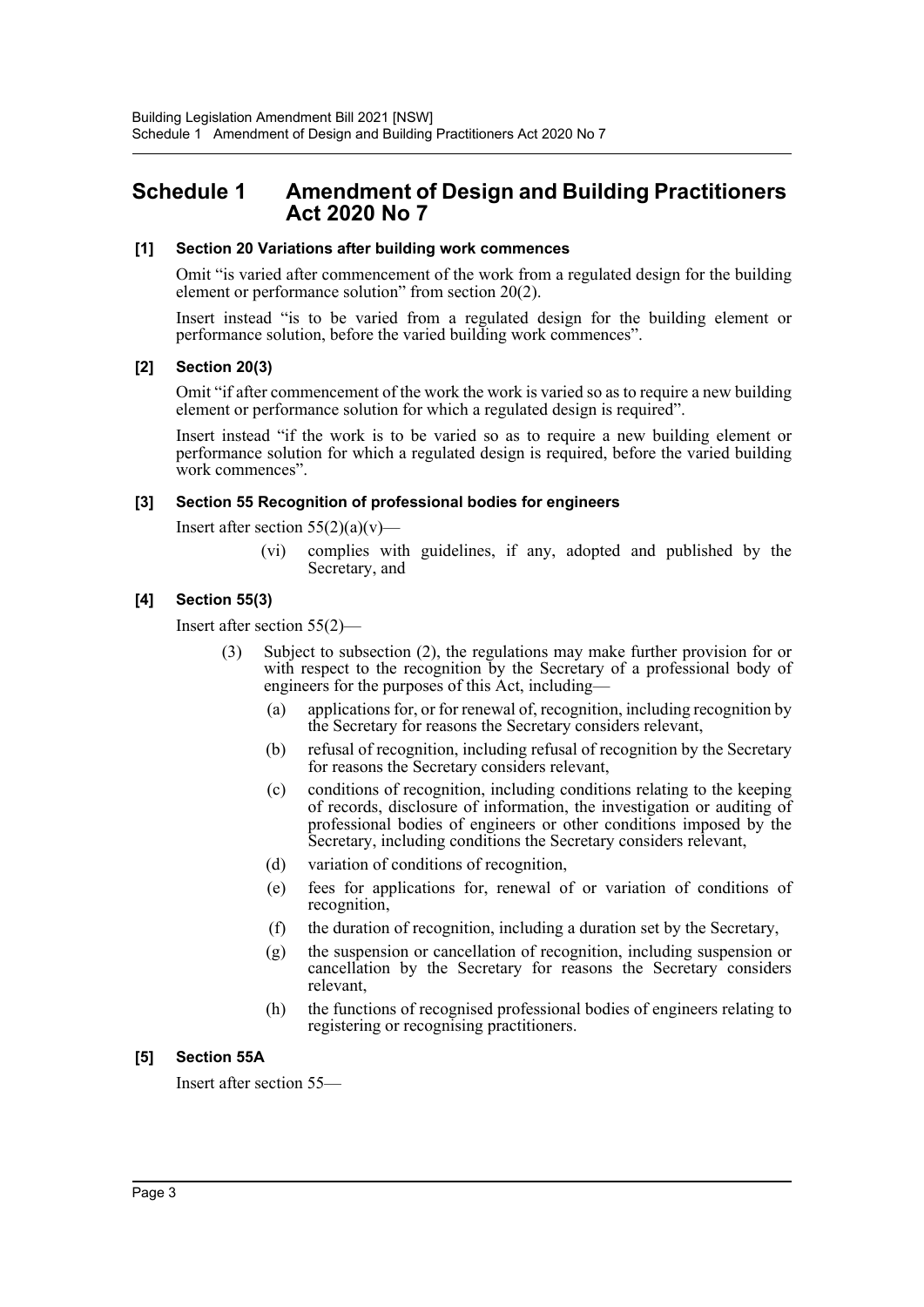# Schedule 1 Amendment of Design and Building Practitioners Act 2020 No 7

### [1] Section 20 Variations after building work commences

Omit "is varied after commencement of the work from a regulated design for the building element or performance solution" from section 20(2).

Insert instead "is to be varied from a regulated design for the building element or performance solution, before the varied building work commences".

### [2] Section 20(3)

Omit "if after commencement of the work the work is varied so as to require a new building element or performance solution for which a regulated design is required".

Insert instead "if the work is to be varied so as to require a new building element or performance solution for which a regulated design is required, before the varied building work commences".

### [3] Section 55 Recognition of professional bodies for engineers

Insert after section 55(2)(a)(v)—

> (vi) complies with guidelines, if any, adopted and published by the Secretary, and

### [4] Section 55(3)

Insert after section 55(2)—

> (3) Subject to subsection (2), the regulations may make further provision for or with respect to the recognition by the Secretary of a professional body of engineers for the purposes of this Act, including—
>
> (a) applications for, or for renewal of, recognition, including recognition by the Secretary for reasons the Secretary considers relevant,
>
> (b) refusal of recognition, including refusal of recognition by the Secretary for reasons the Secretary considers relevant,
>
> (c) conditions of recognition, including conditions relating to the keeping of records, disclosure of information, the investigation or auditing of professional bodies of engineers or other conditions imposed by the Secretary, including conditions the Secretary considers relevant,
>
> (d) variation of conditions of recognition,
>
> (e) fees for applications for, renewal of or variation of conditions of recognition,
>
> (f) the duration of recognition, including a duration set by the Secretary,
>
> (g) the suspension or cancellation of recognition, including suspension or cancellation by the Secretary for reasons the Secretary considers relevant,
>
> (h) the functions of recognised professional bodies of engineers relating to registering or recognising practitioners.

### [5] Section 55A

Insert after section 55—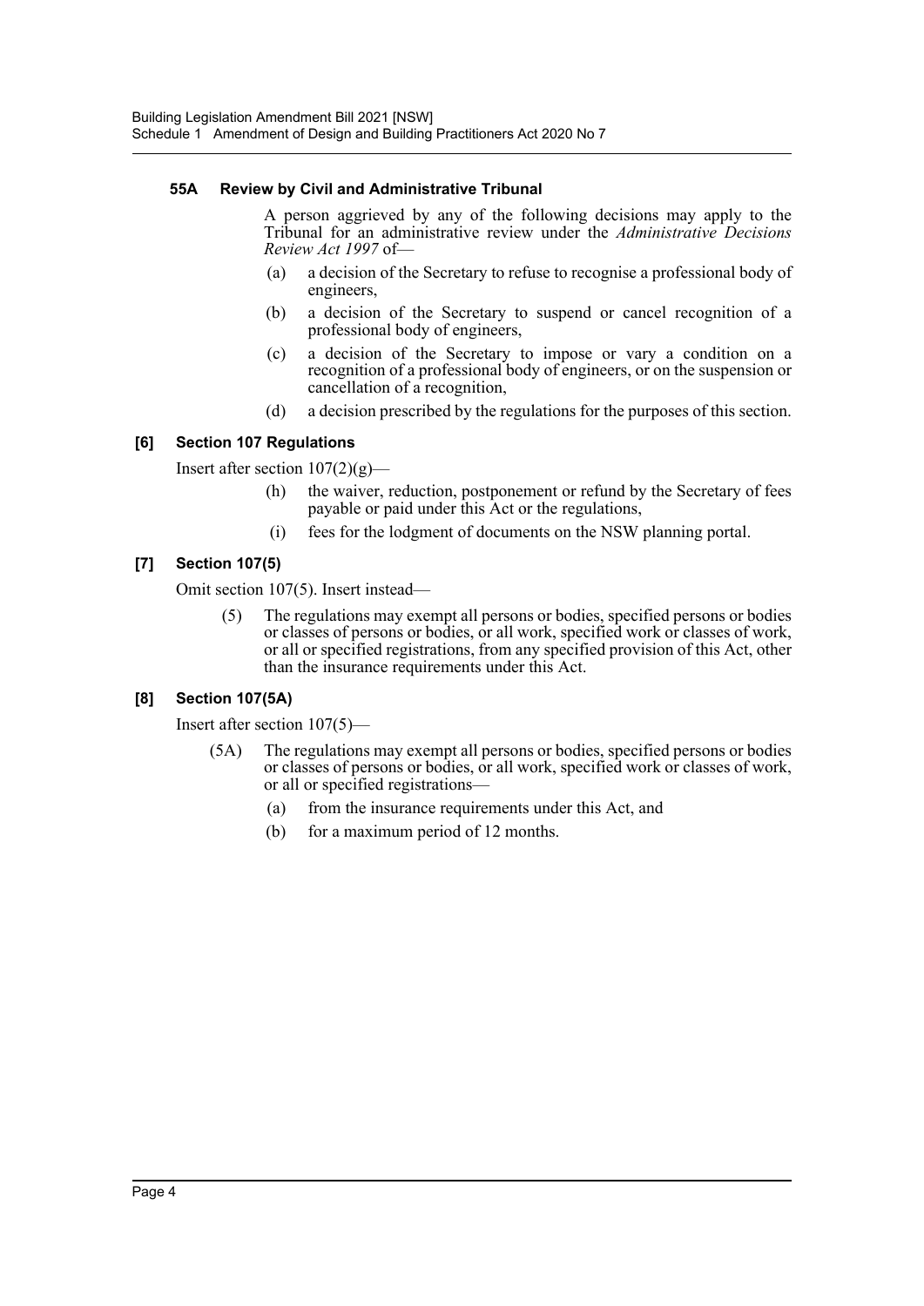**55A Review by Civil and Administrative Tribunal**

A person aggrieved by any of the following decisions may apply to the Tribunal for an administrative review under the *Administrative Decisions Review Act 1997* of—

(a) a decision of the Secretary to refuse to recognise a professional body of engineers,

(b) a decision of the Secretary to suspend or cancel recognition of a professional body of engineers,

(c) a decision of the Secretary to impose or vary a condition on a recognition of a professional body of engineers, or on the suspension or cancellation of a recognition,

(d) a decision prescribed by the regulations for the purposes of this section.

**[6] Section 107 Regulations**

Insert after section 107(2)(g)—

(h) the waiver, reduction, postponement or refund by the Secretary of fees payable or paid under this Act or the regulations,

(i) fees for the lodgment of documents on the NSW planning portal.

**[7] Section 107(5)**

Omit section 107(5). Insert instead—

(5) The regulations may exempt all persons or bodies, specified persons or bodies or classes of persons or bodies, or all work, specified work or classes of work, or all or specified registrations, from any specified provision of this Act, other than the insurance requirements under this Act.

**[8] Section 107(5A)**

Insert after section 107(5)—

(5A) The regulations may exempt all persons or bodies, specified persons or bodies or classes of persons or bodies, or all work, specified work or classes of work, or all or specified registrations—

(a) from the insurance requirements under this Act, and

(b) for a maximum period of 12 months.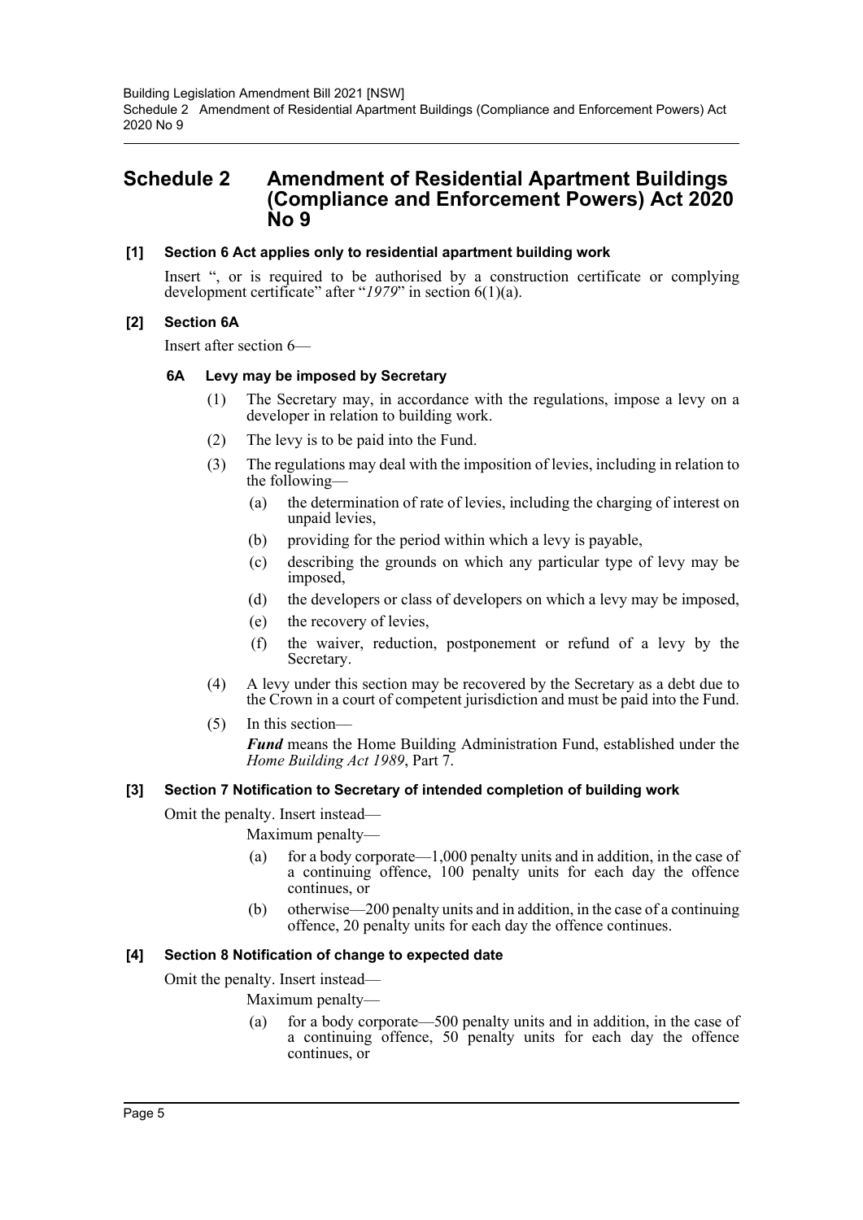# Schedule 2 Amendment of Residential Apartment Buildings (Compliance and Enforcement Powers) Act 2020 No 9

### [1] Section 6 Act applies only to residential apartment building work

Insert ", or is required to be authorised by a construction certificate or complying development certificate" after "*1979*" in section 6(1)(a).

### [2] Section 6A

Insert after section 6—

#### 6A Levy may be imposed by Secretary

(1) The Secretary may, in accordance with the regulations, impose a levy on a developer in relation to building work.

(2) The levy is to be paid into the Fund.

(3) The regulations may deal with the imposition of levies, including in relation to the following—

(a) the determination of rate of levies, including the charging of interest on unpaid levies,

(b) providing for the period within which a levy is payable,

(c) describing the grounds on which any particular type of levy may be imposed,

(d) the developers or class of developers on which a levy may be imposed,

(e) the recovery of levies,

(f) the waiver, reduction, postponement or refund of a levy by the Secretary.

(4) A levy under this section may be recovered by the Secretary as a debt due to the Crown in a court of competent jurisdiction and must be paid into the Fund.

(5) In this section—

***Fund*** means the Home Building Administration Fund, established under the *Home Building Act 1989*, Part 7.

### [3] Section 7 Notification to Secretary of intended completion of building work

Omit the penalty. Insert instead—

Maximum penalty—

(a) for a body corporate—1,000 penalty units and in addition, in the case of a continuing offence, 100 penalty units for each day the offence continues, or

(b) otherwise—200 penalty units and in addition, in the case of a continuing offence, 20 penalty units for each day the offence continues.

### [4] Section 8 Notification of change to expected date

Omit the penalty. Insert instead—

Maximum penalty—

(a) for a body corporate—500 penalty units and in addition, in the case of a continuing offence, 50 penalty units for each day the offence continues, or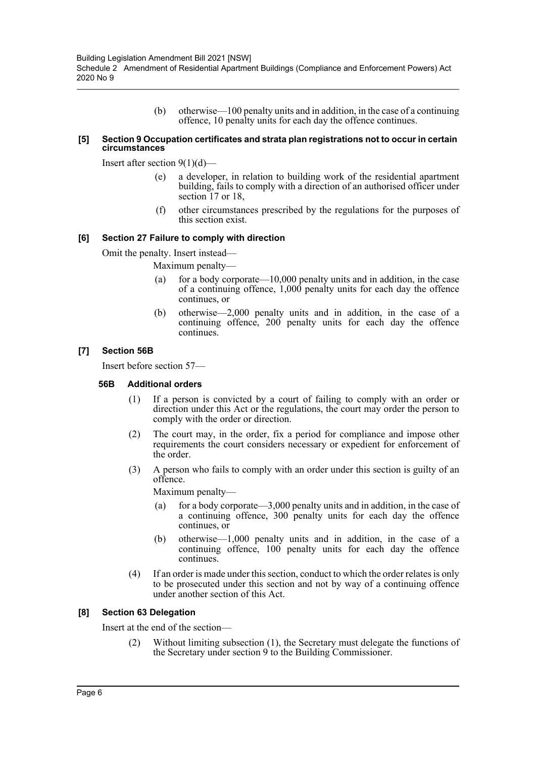(b) otherwise—100 penalty units and in addition, in the case of a continuing offence, 10 penalty units for each day the offence continues.

#### [5] Section 9 Occupation certificates and strata plan registrations not to occur in certain circumstances

Insert after section 9(1)(d)—

(e) a developer, in relation to building work of the residential apartment building, fails to comply with a direction of an authorised officer under section 17 or 18,

(f) other circumstances prescribed by the regulations for the purposes of this section exist.

#### [6] Section 27 Failure to comply with direction

Omit the penalty. Insert instead—

Maximum penalty—

(a) for a body corporate—10,000 penalty units and in addition, in the case of a continuing offence, 1,000 penalty units for each day the offence continues, or

(b) otherwise—2,000 penalty units and in addition, in the case of a continuing offence, 200 penalty units for each day the offence continues.

#### [7] Section 56B

Insert before section 57—

**56B Additional orders**

(1) If a person is convicted by a court of failing to comply with an order or direction under this Act or the regulations, the court may order the person to comply with the order or direction.

(2) The court may, in the order, fix a period for compliance and impose other requirements the court considers necessary or expedient for enforcement of the order.

(3) A person who fails to comply with an order under this section is guilty of an offence.

Maximum penalty—

(a) for a body corporate—3,000 penalty units and in addition, in the case of a continuing offence, 300 penalty units for each day the offence continues, or

(b) otherwise—1,000 penalty units and in addition, in the case of a continuing offence, 100 penalty units for each day the offence continues.

(4) If an order is made under this section, conduct to which the order relates is only to be prosecuted under this section and not by way of a continuing offence under another section of this Act.

#### [8] Section 63 Delegation

Insert at the end of the section—

(2) Without limiting subsection (1), the Secretary must delegate the functions of the Secretary under section 9 to the Building Commissioner.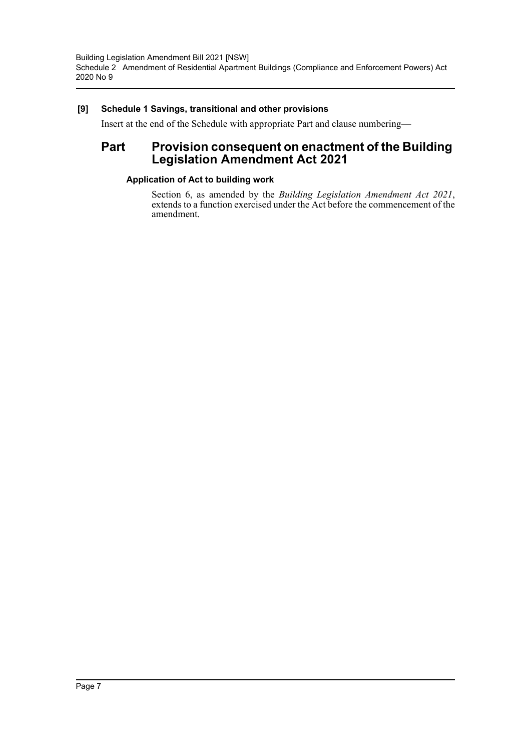**[9] Schedule 1 Savings, transitional and other provisions**

Insert at the end of the Schedule with appropriate Part and clause numbering—

## Part Provision consequent on enactment of the Building Legislation Amendment Act 2021

### Application of Act to building work

Section 6, as amended by the *Building Legislation Amendment Act 2021*, extends to a function exercised under the Act before the commencement of the amendment.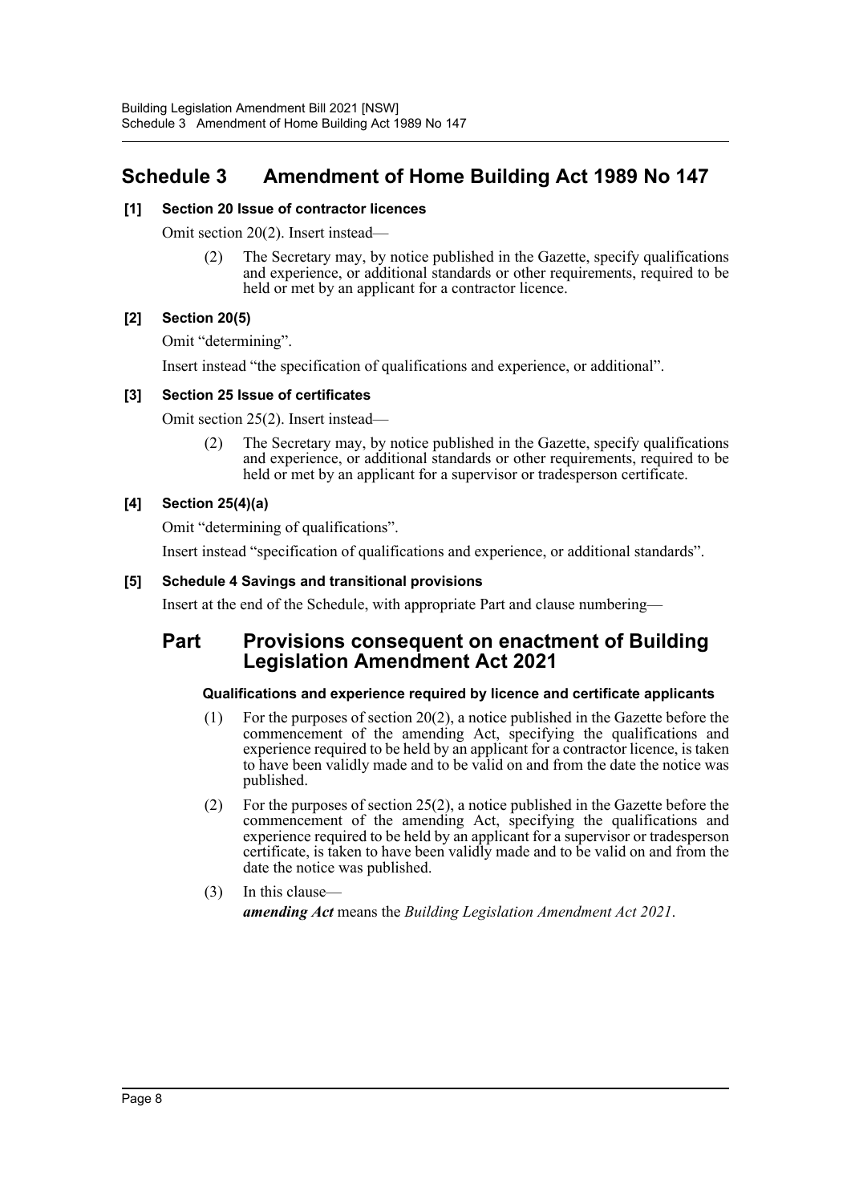# Schedule 3 Amendment of Home Building Act 1989 No 147

### [1] Section 20 Issue of contractor licences

Omit section 20(2). Insert instead—

(2) The Secretary may, by notice published in the Gazette, specify qualifications and experience, or additional standards or other requirements, required to be held or met by an applicant for a contractor licence.

### [2] Section 20(5)

Omit "determining".

Insert instead "the specification of qualifications and experience, or additional".

### [3] Section 25 Issue of certificates

Omit section 25(2). Insert instead—

(2) The Secretary may, by notice published in the Gazette, specify qualifications and experience, or additional standards or other requirements, required to be held or met by an applicant for a supervisor or tradesperson certificate.

### [4] Section 25(4)(a)

Omit "determining of qualifications".

Insert instead "specification of qualifications and experience, or additional standards".

### [5] Schedule 4 Savings and transitional provisions

Insert at the end of the Schedule, with appropriate Part and clause numbering—

## Part Provisions consequent on enactment of Building Legislation Amendment Act 2021

#### Qualifications and experience required by licence and certificate applicants

(1) For the purposes of section 20(2), a notice published in the Gazette before the commencement of the amending Act, specifying the qualifications and experience required to be held by an applicant for a contractor licence, is taken to have been validly made and to be valid on and from the date the notice was published.

(2) For the purposes of section 25(2), a notice published in the Gazette before the commencement of the amending Act, specifying the qualifications and experience required to be held by an applicant for a supervisor or tradesperson certificate, is taken to have been validly made and to be valid on and from the date the notice was published.

(3) In this clause—

***amending Act*** means the *Building Legislation Amendment Act 2021*.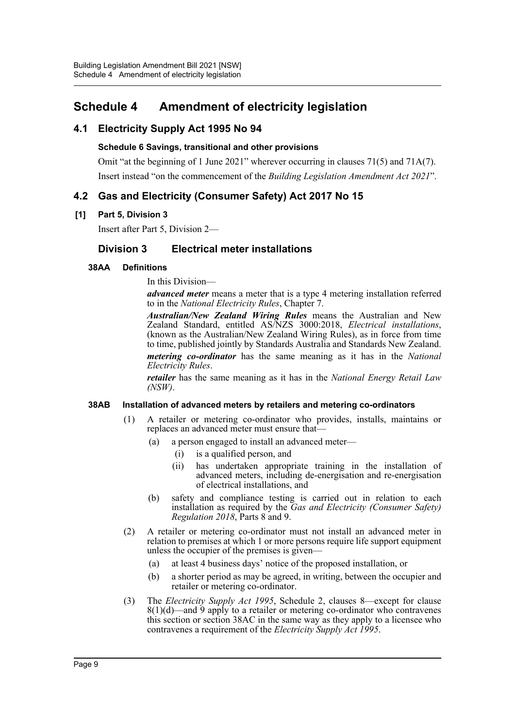# Schedule 4 Amendment of electricity legislation

## 4.1 Electricity Supply Act 1995 No 94

### Schedule 6 Savings, transitional and other provisions

Omit "at the beginning of 1 June 2021" wherever occurring in clauses 71(5) and 71A(7).

Insert instead "on the commencement of the *Building Legislation Amendment Act 2021*".

## 4.2 Gas and Electricity (Consumer Safety) Act 2017 No 15

### [1] Part 5, Division 3

Insert after Part 5, Division 2—

### Division 3 Electrical meter installations

#### 38AA Definitions

In this Division—

***advanced meter*** means a meter that is a type 4 metering installation referred to in the *National Electricity Rules*, Chapter 7.

***Australian/New Zealand Wiring Rules*** means the Australian and New Zealand Standard, entitled AS/NZS 3000:2018, *Electrical installations*, (known as the Australian/New Zealand Wiring Rules), as in force from time to time, published jointly by Standards Australia and Standards New Zealand.

***metering co-ordinator*** has the same meaning as it has in the *National Electricity Rules*.

***retailer*** has the same meaning as it has in the *National Energy Retail Law (NSW)*.

#### 38AB Installation of advanced meters by retailers and metering co-ordinators

(1) A retailer or metering co-ordinator who provides, installs, maintains or replaces an advanced meter must ensure that—

- (a) a person engaged to install an advanced meter—
  - (i) is a qualified person, and
  - (ii) has undertaken appropriate training in the installation of advanced meters, including de-energisation and re-energisation of electrical installations, and
- (b) safety and compliance testing is carried out in relation to each installation as required by the *Gas and Electricity (Consumer Safety) Regulation 2018*, Parts 8 and 9.

(2) A retailer or metering co-ordinator must not install an advanced meter in relation to premises at which 1 or more persons require life support equipment unless the occupier of the premises is given—

- (a) at least 4 business days' notice of the proposed installation, or
- (b) a shorter period as may be agreed, in writing, between the occupier and retailer or metering co-ordinator.

(3) The *Electricity Supply Act 1995*, Schedule 2, clauses 8—except for clause 8(1)(d)—and 9 apply to a retailer or metering co-ordinator who contravenes this section or section 38AC in the same way as they apply to a licensee who contravenes a requirement of the *Electricity Supply Act 1995*.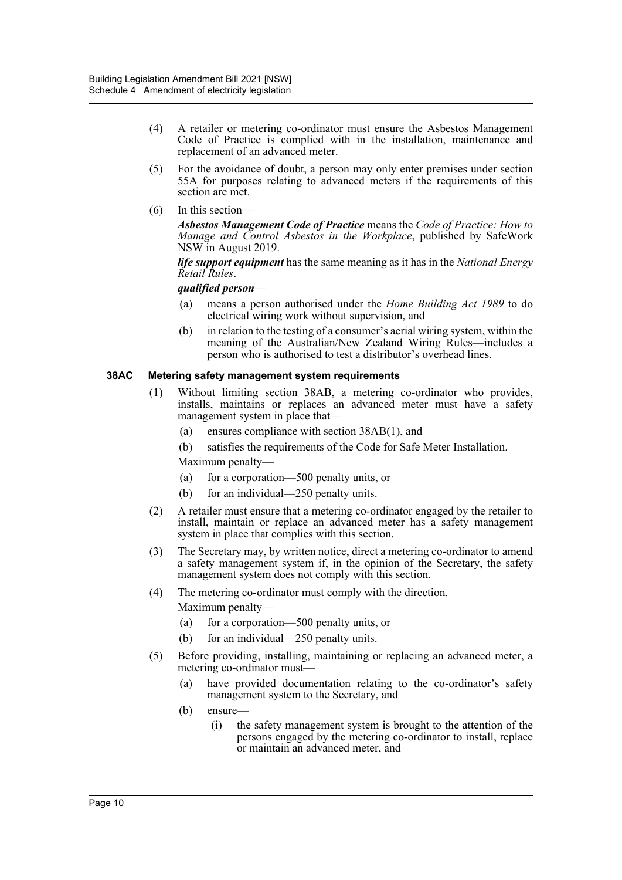(4) A retailer or metering co-ordinator must ensure the Asbestos Management Code of Practice is complied with in the installation, maintenance and replacement of an advanced meter.

(5) For the avoidance of doubt, a person may only enter premises under section 55A for purposes relating to advanced meters if the requirements of this section are met.

(6) In this section—

***Asbestos Management Code of Practice*** means the *Code of Practice: How to Manage and Control Asbestos in the Workplace*, published by SafeWork NSW in August 2019.

***life support equipment*** has the same meaning as it has in the *National Energy Retail Rules*.

***qualified person***—

- (a) means a person authorised under the *Home Building Act 1989* to do electrical wiring work without supervision, and
- (b) in relation to the testing of a consumer's aerial wiring system, within the meaning of the Australian/New Zealand Wiring Rules—includes a person who is authorised to test a distributor's overhead lines.

### 38AC Metering safety management system requirements

(1) Without limiting section 38AB, a metering co-ordinator who provides, installs, maintains or replaces an advanced meter must have a safety management system in place that—

- (a) ensures compliance with section 38AB(1), and
- (b) satisfies the requirements of the Code for Safe Meter Installation.

Maximum penalty—

- (a) for a corporation—500 penalty units, or
- (b) for an individual—250 penalty units.

(2) A retailer must ensure that a metering co-ordinator engaged by the retailer to install, maintain or replace an advanced meter has a safety management system in place that complies with this section.

(3) The Secretary may, by written notice, direct a metering co-ordinator to amend a safety management system if, in the opinion of the Secretary, the safety management system does not comply with this section.

(4) The metering co-ordinator must comply with the direction.

Maximum penalty—

- (a) for a corporation—500 penalty units, or
- (b) for an individual—250 penalty units.

(5) Before providing, installing, maintaining or replacing an advanced meter, a metering co-ordinator must—

- (a) have provided documentation relating to the co-ordinator's safety management system to the Secretary, and
- (b) ensure—
  - (i) the safety management system is brought to the attention of the persons engaged by the metering co-ordinator to install, replace or maintain an advanced meter, and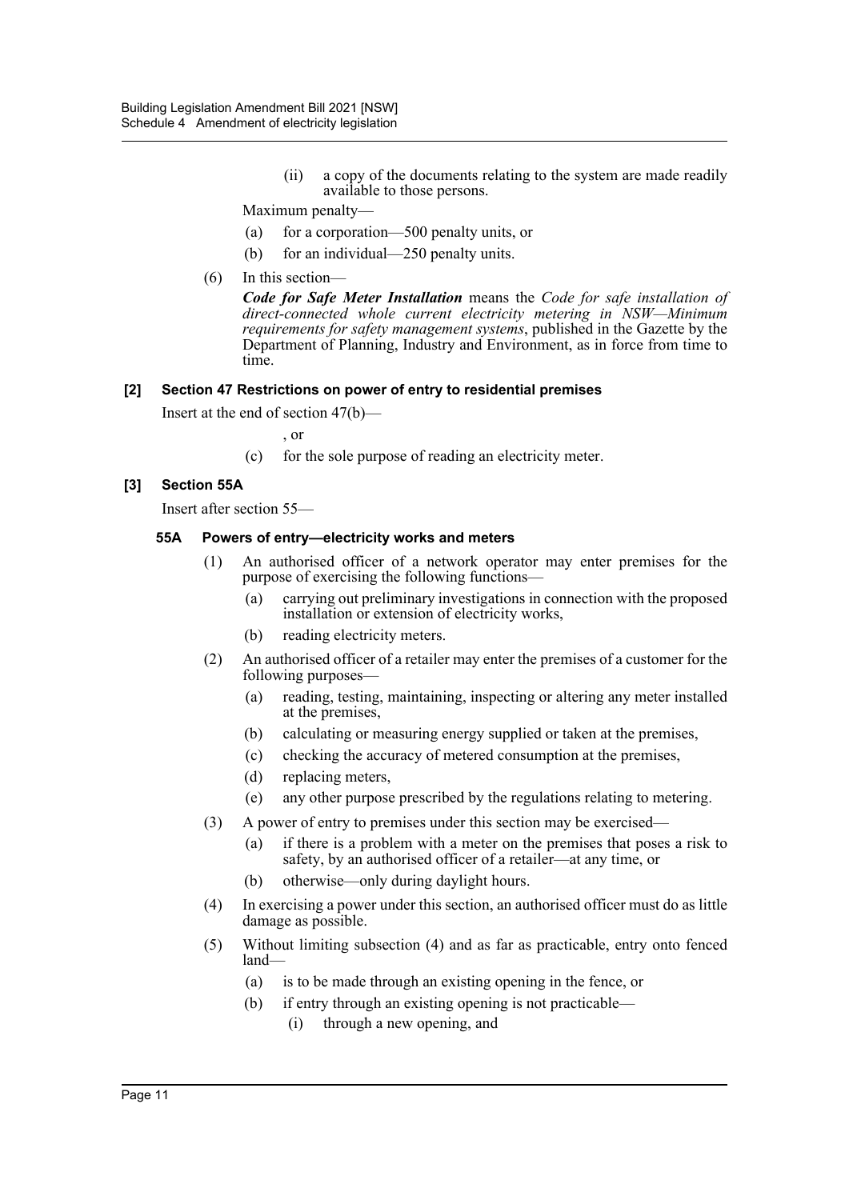(ii) a copy of the documents relating to the system are made readily available to those persons.

Maximum penalty—

(a) for a corporation—500 penalty units, or

(b) for an individual—250 penalty units.

(6) In this section—

***Code for Safe Meter Installation*** means the *Code for safe installation of direct-connected whole current electricity metering in NSW—Minimum requirements for safety management systems*, published in the Gazette by the Department of Planning, Industry and Environment, as in force from time to time.

**[2] Section 47 Restrictions on power of entry to residential premises**

Insert at the end of section 47(b)—

, or

(c) for the sole purpose of reading an electricity meter.

**[3] Section 55A**

Insert after section 55—

**55A Powers of entry—electricity works and meters**

(1) An authorised officer of a network operator may enter premises for the purpose of exercising the following functions—

(a) carrying out preliminary investigations in connection with the proposed installation or extension of electricity works,

(b) reading electricity meters.

(2) An authorised officer of a retailer may enter the premises of a customer for the following purposes—

(a) reading, testing, maintaining, inspecting or altering any meter installed at the premises,

(b) calculating or measuring energy supplied or taken at the premises,

(c) checking the accuracy of metered consumption at the premises,

(d) replacing meters,

(e) any other purpose prescribed by the regulations relating to metering.

(3) A power of entry to premises under this section may be exercised—

(a) if there is a problem with a meter on the premises that poses a risk to safety, by an authorised officer of a retailer—at any time, or

(b) otherwise—only during daylight hours.

(4) In exercising a power under this section, an authorised officer must do as little damage as possible.

(5) Without limiting subsection (4) and as far as practicable, entry onto fenced land—

(a) is to be made through an existing opening in the fence, or

(b) if entry through an existing opening is not practicable—

(i) through a new opening, and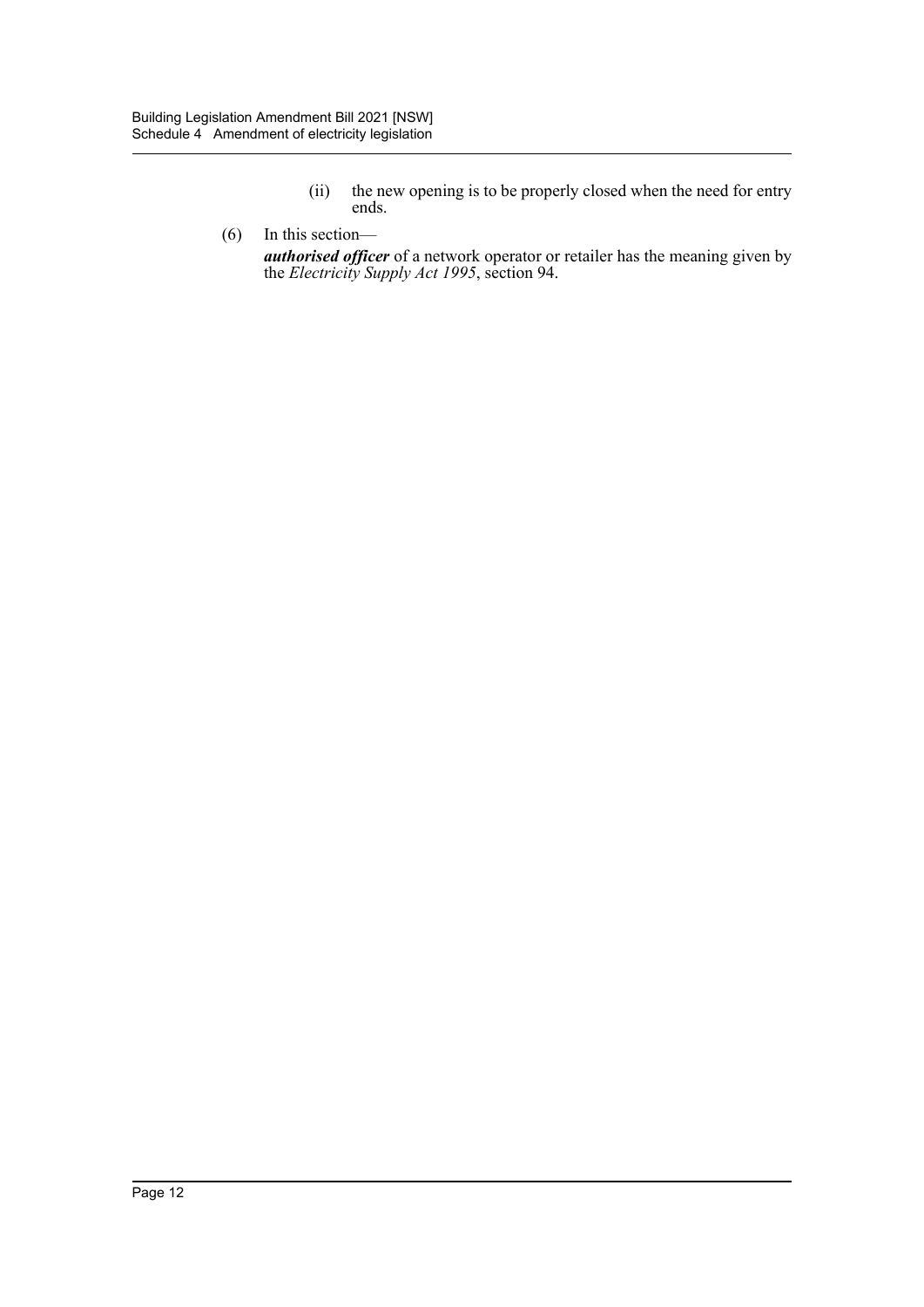(ii) the new opening is to be properly closed when the need for entry ends.

(6) In this section—

***authorised officer*** of a network operator or retailer has the meaning given by the *Electricity Supply Act 1995*, section 94.